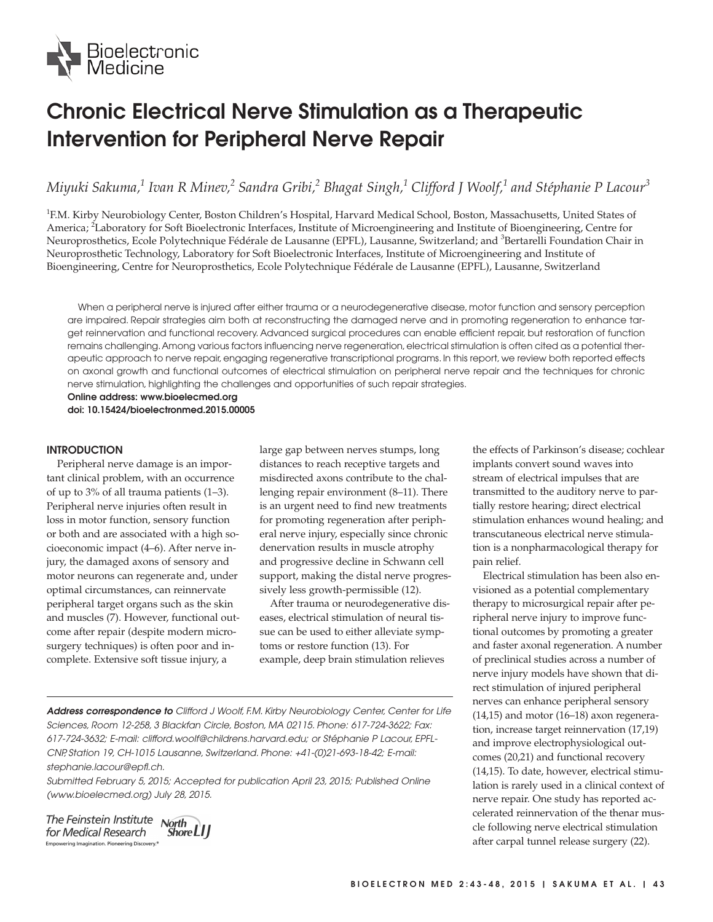# Chronic Electrical Nerve Stimulation as a Therapeutic Intervention for Peripheral Nerve Repair

*Miyuki Sakuma,[1] Ivan R Minev,[2] Sandra Gribi,[2] Bhagat Singh,[1] Clifford J Woolf,[1] and Stéphanie P Lacour[3]*

[1]F.M. Kirby Neurobiology Center, Boston Children's Hospital, Harvard Medical School, Boston, Massachusetts, United States of America; [2]Laboratory for Soft Bioelectronic Interfaces, Institute of Microengineering and Institute of Bioengineering, Centre for Neuroprosthetics, Ecole Polytechnique Fédérale de Lausanne (EPFL), Lausanne, Switzerland; and [3]Bertarelli Foundation Chair in Neuroprosthetic Technology, Laboratory for Soft Bioelectronic Interfaces, Institute of Microengineering and Institute of Bioengineering, Centre for Neuroprosthetics, Ecole Polytechnique Fédérale de Lausanne (EPFL), Lausanne, Switzerland

When a peripheral nerve is injured after either trauma or a neurodegenerative disease, motor function and sensory perception are impaired. Repair strategies aim both at reconstructing the damaged nerve and in promoting regeneration to enhance target reinnervation and functional recovery. Advanced surgical procedures can enable efficient repair, but restoration of function remains challenging. Among various factors influencing nerve regeneration, electrical stimulation is often cited as a potential therapeutic approach to nerve repair, engaging regenerative transcriptional programs. In this report, we review both reported effects on axonal growth and functional outcomes of electrical stimulation on peripheral nerve repair and the techniques for chronic nerve stimulation, highlighting the challenges and opportunities of such repair strategies.

**Online address: www.bioelecmed.org**
**doi: 10.15424/bioelectronmed.2015.00005**

## INTRODUCTION

Peripheral nerve damage is an important clinical problem, with an occurrence of up to 3% of all trauma patients (1–3). Peripheral nerve injuries often result in loss in motor function, sensory function or both and are associated with a high socioeconomic impact (4–6). After nerve injury, the damaged axons of sensory and motor neurons can regenerate and, under optimal circumstances, can reinnervate peripheral target organs such as the skin and muscles (7). However, functional outcome after repair (despite modern microsurgery techniques) is often poor and incomplete. Extensive soft tissue injury, a large gap between nerves stumps, long distances to reach receptive targets and misdirected axons contribute to the challenging repair environment (8–11). There is an urgent need to find new treatments for promoting regeneration after peripheral nerve injury, especially since chronic denervation results in muscle atrophy and progressive decline in Schwann cell support, making the distal nerve progressively less growth-permissible (12).

After trauma or neurodegenerative diseases, electrical stimulation of neural tissue can be used to either alleviate symptoms or restore function (13). For example, deep brain stimulation relieves the effects of Parkinson's disease; cochlear implants convert sound waves into stream of electrical impulses that are transmitted to the auditory nerve to partially restore hearing; direct electrical stimulation enhances wound healing; and transcutaneous electrical nerve stimulation is a nonpharmacological therapy for pain relief.

Electrical stimulation has been also envisioned as a potential complementary therapy to microsurgical repair after peripheral nerve injury to improve functional outcomes by promoting a greater and faster axonal regeneration. A number of preclinical studies across a number of nerve injury models have shown that direct stimulation of injured peripheral nerves can enhance peripheral sensory (14,15) and motor (16–18) axon regeneration, increase target reinnervation (17,19) and improve electrophysiological outcomes (20,21) and functional recovery (14,15). To date, however, electrical stimulation is rarely used in a clinical context of nerve repair. One study has reported accelerated reinnervation of the thenar muscle following nerve electrical stimulation after carpal tunnel release surgery (22).

*__Address correspondence to__ Clifford J Woolf, F.M. Kirby Neurobiology Center, Center for Life Sciences, Room 12-258, 3 Blackfan Circle, Boston, MA 02115. Phone: 617-724-3622; Fax: 617-724-3632; E-mail: clifford.woolf@childrens.harvard.edu; or Stéphanie P Lacour, EPFL-CNP, Station 19, CH-1015 Lausanne, Switzerland. Phone: +41-(0)21-693-18-42; E-mail: stephanie.lacour@epfl.ch.*

*Submitted February 5, 2015; Accepted for publication April 23, 2015; Published Online (www.bioelecmed.org) July 28, 2015.*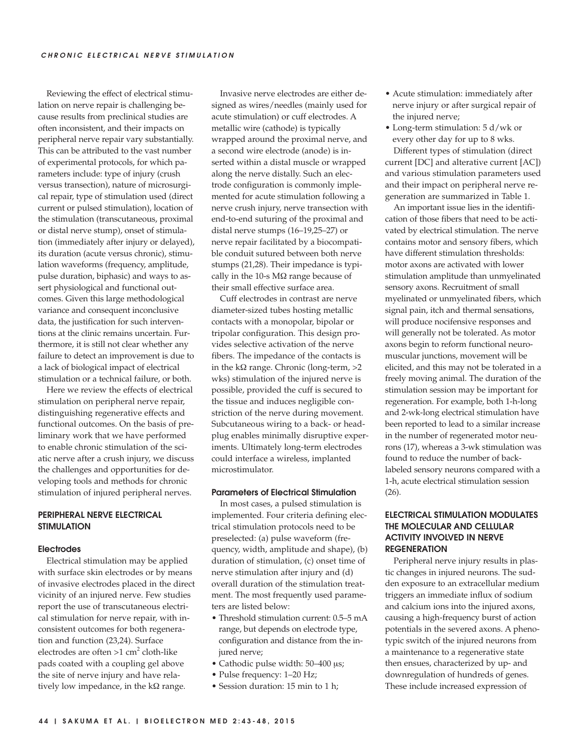Reviewing the effect of electrical stimulation on nerve repair is challenging because results from preclinical studies are often inconsistent, and their impacts on peripheral nerve repair vary substantially. This can be attributed to the vast number of experimental protocols, for which parameters include: type of injury (crush versus transection), nature of microsurgical repair, type of stimulation used (direct current or pulsed stimulation), location of the stimulation (transcutaneous, proximal or distal nerve stump), onset of stimulation (immediately after injury or delayed), its duration (acute versus chronic), stimulation waveforms (frequency, amplitude, pulse duration, biphasic) and ways to assert physiological and functional outcomes. Given this large methodological variance and consequent inconclusive data, the justification for such interventions at the clinic remains uncertain. Furthermore, it is still not clear whether any failure to detect an improvement is due to a lack of biological impact of electrical stimulation or a technical failure, or both.

Here we review the effects of electrical stimulation on peripheral nerve repair, distinguishing regenerative effects and functional outcomes. On the basis of preliminary work that we have performed to enable chronic stimulation of the sciatic nerve after a crush injury, we discuss the challenges and opportunities for developing tools and methods for chronic stimulation of injured peripheral nerves.

## PERIPHERAL NERVE ELECTRICAL STIMULATION

### Electrodes

Electrical stimulation may be applied with surface skin electrodes or by means of invasive electrodes placed in the direct vicinity of an injured nerve. Few studies report the use of transcutaneous electrical stimulation for nerve repair, with inconsistent outcomes for both regeneration and function (23,24). Surface electrodes are often >1 $cm^2$ cloth-like pads coated with a coupling gel above the site of nerve injury and have relatively low impedance, in the kΩ range.

Invasive nerve electrodes are either designed as wires/needles (mainly used for acute stimulation) or cuff electrodes. A metallic wire (cathode) is typically wrapped around the proximal nerve, and a second wire electrode (anode) is inserted within a distal muscle or wrapped along the nerve distally. Such an electrode configuration is commonly implemented for acute stimulation following a nerve crush injury, nerve transection with end-to-end suturing of the proximal and distal nerve stumps (16–19,25–27) or nerve repair facilitated by a biocompatible conduit sutured between both nerve stumps (21,28). Their impedance is typically in the 10-s MΩ range because of their small effective surface area.

Cuff electrodes in contrast are nerve diameter-sized tubes hosting metallic contacts with a monopolar, bipolar or tripolar configuration. This design provides selective activation of the nerve fibers. The impedance of the contacts is in the kΩ range. Chronic (long-term, >2 wks) stimulation of the injured nerve is possible, provided the cuff is secured to the tissue and induces negligible constriction of the nerve during movement. Subcutaneous wiring to a back- or headplug enables minimally disruptive experiments. Ultimately long-term electrodes could interface a wireless, implanted microstimulator.

### Parameters of Electrical Stimulation

In most cases, a pulsed stimulation is implemented. Four criteria defining electrical stimulation protocols need to be preselected: (a) pulse waveform (frequency, width, amplitude and shape), (b) duration of stimulation, (c) onset time of nerve stimulation after injury and (d) overall duration of the stimulation treatment. The most frequently used parameters are listed below:

- Threshold stimulation current: 0.5–5 mA range, but depends on electrode type, configuration and distance from the injured nerve;
- Cathodic pulse width: 50–400 μs;
- Pulse frequency: 1–20 Hz;
- Session duration: 15 min to 1 h;
- Acute stimulation: immediately after nerve injury or after surgical repair of the injured nerve;
- Long-term stimulation: 5 d/wk or every other day for up to 8 wks.

Different types of stimulation (direct current [DC] and alterative current [AC]) and various stimulation parameters used and their impact on peripheral nerve regeneration are summarized in Table 1.

An important issue lies in the identification of those fibers that need to be activated by electrical stimulation. The nerve contains motor and sensory fibers, which have different stimulation thresholds: motor axons are activated with lower stimulation amplitude than unmyelinated sensory axons. Recruitment of small myelinated or unmyelinated fibers, which signal pain, itch and thermal sensations, will produce nocifensive responses and will generally not be tolerated. As motor axons begin to reform functional neuromuscular junctions, movement will be elicited, and this may not be tolerated in a freely moving animal. The duration of the stimulation session may be important for regeneration. For example, both 1-h-long and 2-wk-long electrical stimulation have been reported to lead to a similar increase in the number of regenerated motor neurons (17), whereas a 3-wk stimulation was found to reduce the number of back-labeled sensory neurons compared with a 1-h, acute electrical stimulation session (26).

## ELECTRICAL STIMULATION MODULATES THE MOLECULAR AND CELLULAR ACTIVITY INVOLVED IN NERVE REGENERATION

Peripheral nerve injury results in plastic changes in injured neurons. The sudden exposure to an extracellular medium triggers an immediate influx of sodium and calcium ions into the injured axons, causing a high-frequency burst of action potentials in the severed axons. A phenotypic switch of the injured neurons from a maintenance to a regenerative state then ensues, characterized by up- and downregulation of hundreds of genes. These include increased expression of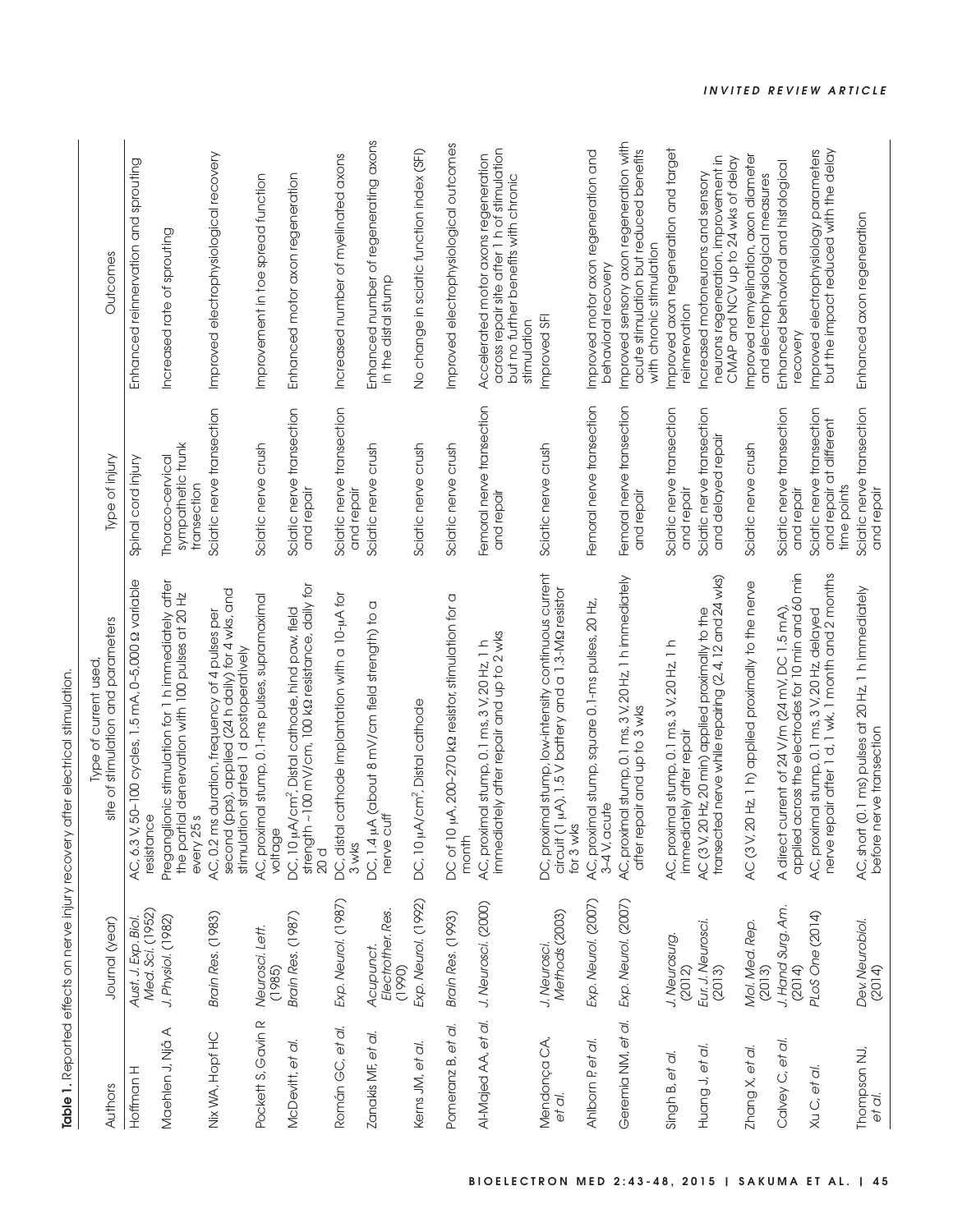**Table 1.** Reported effects on nerve injury recovery after electrical stimulation.

| Authors | Journal (year) | Type of current used, site of stimulation and parameters | Type of injury | Outcomes |
|---|---|---|---|---|
| Hoffman H | *Aust. J. Exp. Biol. Med. Sci.* (1952) | AC, 6.3 V, 50–100 cycles, 1.5 mA, 0–5,000 Ω variable resistance | Spinal cord injury | Enhanced reinnervation and sprouting |
| Maehlen J, Njå A | *J. Physiol.* (1982) | Preganglionic stimulation for 1 h immediately after the partial denervation with 100 pulses at 20 Hz every 25 s | Thoraco-cervical sympathetic trunk transection | Increased rate of sprouting |
| Nix WA, Hopf HC | *Brain Res.* (1983) | AC, 0.2 ms duration, frequency of 4 pulses per second (pps), applied (24 h daily) for 4 wks, and stimulation started 1 d postoperatively | Sciatic nerve transection | Improved electrophysiological recovery |
| Pockett S, Gavin R | *Neurosci. Lett.* (1985) | AC, proximal stump, 0.1-ms pulses, supramaximal voltage | Sciatic nerve crush | Improvement in toe spread function |
| McDevitt, *et al.* | *Brain Res.* (1987) | DC, 10 μA/cm², Distal cathode, hind paw, field strength ~100 mV/cm, 100 kΩ resistance, daily for 20 d | Sciatic nerve transection and repair | Enhanced motor axon regeneration |
| Román GC, *et al.* | *Exp. Neurol.* (1987) | DC, distal cathode implantation with a 10-μA for 3 wks | Sciatic nerve transection and repair | Increased number of myelinated axons |
| Zanakis MF, *et al.* | *Acupunct. Electrother. Res.* (1990) | DC, 1.4 μA (about 8 mV/cm field strength) to a nerve cuff | Sciatic nerve crush | Enhanced number of regenerating axons in the distal stump |
| Kerns JM, *et al.* | *Exp. Neurol.* (1992) | DC, 10 μA/cm², Distal cathode | Sciatic nerve crush | No change in sciatic function index (SFI) |
| Pomeranz B, *et al.* | *Brain Res.* (1993) | DC of 10 μA, 200–270 kΩ resistor, stimulation for a month | Sciatic nerve crush | Improved electrophysiological outcomes |
| Al-Majed AA, *et al.* | *J. Neurosci.* (2000) | AC, proximal stump, 0.1 ms, 3 V, 20 Hz, 1 h immediately after repair and up to 2 wks | Femoral nerve transection and repair | Accelerated motor axons regeneration across repair site after 1 h of stimulation but no further benefits with chronic stimulation |
| Mendonça CA, *et al.* | *J. Neurosci. Methods* (2003) | DC, proximal stump, low-intensity continuous current circuit (1 μA), 1.5 V battery and a 1.3-MΩ resistor for 3 wks | Sciatic nerve crush | Improved SFI |
| Ahlborn P, *et al.* | *Exp. Neurol.* (2007) | AC, proximal stump, square 0.1-ms pulses, 20 Hz, 3–4 V, acute | Femoral nerve transection | Improved motor axon regeneration and behavioral recovery |
| Geremia NM, *et al.* | *Exp. Neurol.* (2007) | AC, proximal stump, 0.1 ms, 3 V, 20 Hz, 1 h immediately after repair and up to 3 wks | Femoral nerve transection and repair | Improved sensory axon regeneration with acute stimulation but reduced benefits with chronic stimulation |
| Singh B, *et al.* | *J. Neurosurg.* (2012) | AC, proximal stump, 0.1 ms, 3 V, 20 Hz, 1 h immediately after repair | Sciatic nerve transection and repair | Improved axon regeneration and target reinnervation |
| Huang J, *et al.* | *Eur. J. Neurosci.* (2013) | AC (3 V, 20 Hz, 20 min) applied proximally to the transected nerve while repairing (2, 4, 12 and 24 wks) | Sciatic nerve transection and delayed repair | Increased motoneurons and sensory neurons regeneration, improvement in CMAP and NCV up to 24 wks of delay |
| Zhang X, *et al.* | *Mol. Med. Rep.* (2013) | AC (3 V, 20 Hz, 1 h) applied proximally to the nerve | Sciatic nerve crush | Improved remyelination, axon diameter and electrophysiological measures |
| Calvey C, *et al.* | *J. Hand Surg. Am.* (2014) | A direct current of 24 V/m (24 mV, DC 1.5 mA), applied across the electrodes for 10 min and 60 min | Sciatic nerve transection and repair | Enhanced behavioral and histological recovery |
| Xu C, *et al.* | *PLoS One* (2014) | AC, proximal stump, 0.1 ms, 3 V, 20 Hz, delayed nerve repair after 1 d, 1 wk, 1 month and 2 months | Sciatic nerve transection and repair at different time points | Improved electrophysiology parameters but the impact reduced with the delay |
| Thompson NJ, *et al.* | *Dev. Neurobiol.* (2014) | AC, short (0.1 ms) pulses at 20 Hz, 1 h immediately before nerve transection | Sciatic nerve transection and repair | Enhanced axon regeneration |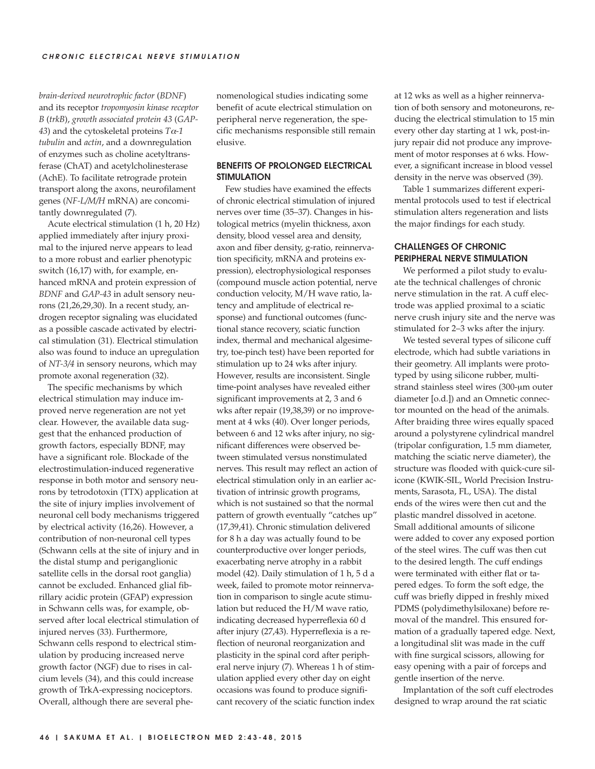*brain-derived neurotrophic factor* (*BDNF*) and its receptor *tropomyosin kinase receptor B* (*trkB*), *growth associated protein 43* (*GAP-43*) and the cytoskeletal proteins *Tα-1 tubulin* and *actin*, and a downregulation of enzymes such as choline acetyltransferase (ChAT) and acetylcholinesterase (AchE). To facilitate retrograde protein transport along the axons, neurofilament genes (*NF-L/M/H* mRNA) are concomitantly downregulated (7).

Acute electrical stimulation (1 h, 20 Hz) applied immediately after injury proximal to the injured nerve appears to lead to a more robust and earlier phenotypic switch (16,17) with, for example, enhanced mRNA and protein expression of *BDNF* and *GAP-43* in adult sensory neurons (21,26,29,30). In a recent study, androgen receptor signaling was elucidated as a possible cascade activated by electrical stimulation (31). Electrical stimulation also was found to induce an upregulation of *NT-3/4* in sensory neurons, which may promote axonal regeneration (32).

The specific mechanisms by which electrical stimulation may induce improved nerve regeneration are not yet clear. However, the available data suggest that the enhanced production of growth factors, especially BDNF, may have a significant role. Blockade of the electrostimulation-induced regenerative response in both motor and sensory neurons by tetrodotoxin (TTX) application at the site of injury implies involvement of neuronal cell body mechanisms triggered by electrical activity (16,26). However, a contribution of non-neuronal cell types (Schwann cells at the site of injury and in the distal stump and periganglionic satellite cells in the dorsal root ganglia) cannot be excluded. Enhanced glial fibrillary acidic protein (GFAP) expression in Schwann cells was, for example, observed after local electrical stimulation of injured nerves (33). Furthermore, Schwann cells respond to electrical stimulation by producing increased nerve growth factor (NGF) due to rises in calcium levels (34), and this could increase growth of TrkA-expressing nociceptors. Overall, although there are several phenomenological studies indicating some benefit of acute electrical stimulation on peripheral nerve regeneration, the specific mechanisms responsible still remain elusive.

## BENEFITS OF PROLONGED ELECTRICAL STIMULATION

Few studies have examined the effects of chronic electrical stimulation of injured nerves over time (35–37). Changes in histological metrics (myelin thickness, axon density, blood vessel area and density, axon and fiber density, g-ratio, reinnervation specificity, mRNA and proteins expression), electrophysiological responses (compound muscle action potential, nerve conduction velocity, M/H wave ratio, latency and amplitude of electrical response) and functional outcomes (functional stance recovery, sciatic function index, thermal and mechanical algesimetry, toe-pinch test) have been reported for stimulation up to 24 wks after injury. However, results are inconsistent. Single time-point analyses have revealed either significant improvements at 2, 3 and 6 wks after repair (19,38,39) or no improvement at 4 wks (40). Over longer periods, between 6 and 12 wks after injury, no significant differences were observed between stimulated versus nonstimulated nerves. This result may reflect an action of electrical stimulation only in an earlier activation of intrinsic growth programs, which is not sustained so that the normal pattern of growth eventually “catches up” (17,39,41). Chronic stimulation delivered for 8 h a day was actually found to be counterproductive over longer periods, exacerbating nerve atrophy in a rabbit model (42). Daily stimulation of 1 h, 5 d a week, failed to promote motor reinnervation in comparison to single acute stimulation but reduced the H/M wave ratio, indicating decreased hyperreflexia 60 d after injury (27,43). Hyperreflexia is a reflection of neuronal reorganization and plasticity in the spinal cord after peripheral nerve injury (7). Whereas 1 h of stimulation applied every other day on eight occasions was found to produce significant recovery of the sciatic function index at 12 wks as well as a higher reinnervation of both sensory and motoneurons, reducing the electrical stimulation to 15 min every other day starting at 1 wk, post-injury repair did not produce any improvement of motor responses at 6 wks. However, a significant increase in blood vessel density in the nerve was observed (39).

Table 1 summarizes different experimental protocols used to test if electrical stimulation alters regeneration and lists the major findings for each study.

## CHALLENGES OF CHRONIC PERIPHERAL NERVE STIMULATION

We performed a pilot study to evaluate the technical challenges of chronic nerve stimulation in the rat. A cuff electrode was applied proximal to a sciatic nerve crush injury site and the nerve was stimulated for 2–3 wks after the injury.

We tested several types of silicone cuff electrode, which had subtle variations in their geometry. All implants were prototyped by using silicone rubber, multistrand stainless steel wires (300-μm outer diameter [o.d.]) and an Omnetic connector mounted on the head of the animals. After braiding three wires equally spaced around a polystyrene cylindrical mandrel (tripolar configuration, 1.5 mm diameter, matching the sciatic nerve diameter), the structure was flooded with quick-cure silicone (KWIK-SIL, World Precision Instruments, Sarasota, FL, USA). The distal ends of the wires were then cut and the plastic mandrel dissolved in acetone. Small additional amounts of silicone were added to cover any exposed portion of the steel wires. The cuff was then cut to the desired length. The cuff endings were terminated with either flat or tapered edges. To form the soft edge, the cuff was briefly dipped in freshly mixed PDMS (polydimethylsiloxane) before removal of the mandrel. This ensured formation of a gradually tapered edge. Next, a longitudinal slit was made in the cuff with fine surgical scissors, allowing for easy opening with a pair of forceps and gentle insertion of the nerve.

Implantation of the soft cuff electrodes designed to wrap around the rat sciatic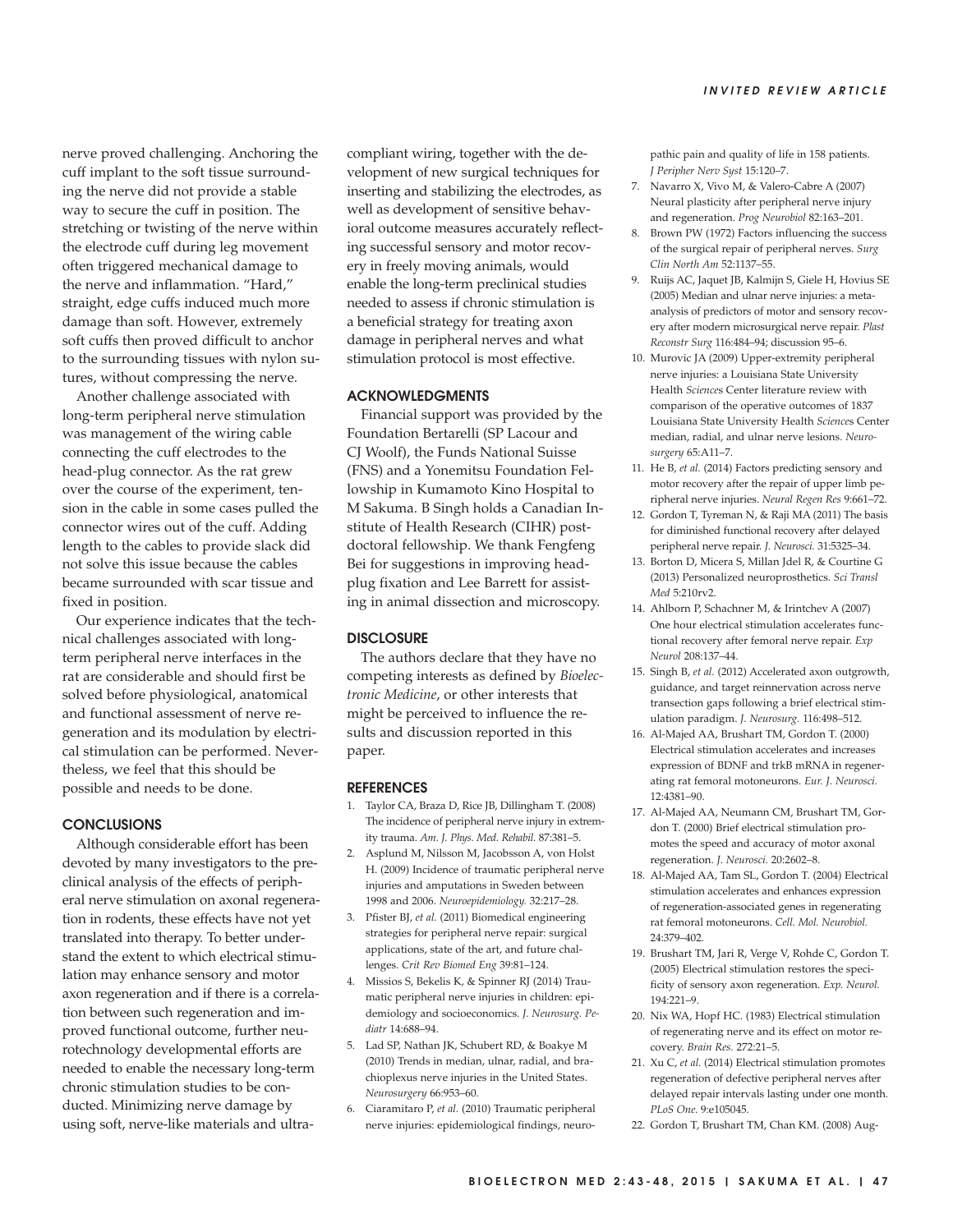nerve proved challenging. Anchoring the cuff implant to the soft tissue surrounding the nerve did not provide a stable way to secure the cuff in position. The stretching or twisting of the nerve within the electrode cuff during leg movement often triggered mechanical damage to the nerve and inflammation. "Hard," straight, edge cuffs induced much more damage than soft. However, extremely soft cuffs then proved difficult to anchor to the surrounding tissues with nylon sutures, without compressing the nerve.

Another challenge associated with long-term peripheral nerve stimulation was management of the wiring cable connecting the cuff electrodes to the head-plug connector. As the rat grew over the course of the experiment, tension in the cable in some cases pulled the connector wires out of the cuff. Adding length to the cables to provide slack did not solve this issue because the cables became surrounded with scar tissue and fixed in position.

Our experience indicates that the technical challenges associated with long-term peripheral nerve interfaces in the rat are considerable and should first be solved before physiological, anatomical and functional assessment of nerve regeneration and its modulation by electrical stimulation can be performed. Nevertheless, we feel that this should be possible and needs to be done.

## CONCLUSIONS

Although considerable effort has been devoted by many investigators to the preclinical analysis of the effects of peripheral nerve stimulation on axonal regeneration in rodents, these effects have not yet translated into therapy. To better understand the extent to which electrical stimulation may enhance sensory and motor axon regeneration and if there is a correlation between such regeneration and improved functional outcome, further neurotechnology developmental efforts are needed to enable the necessary long-term chronic stimulation studies to be conducted. Minimizing nerve damage by using soft, nerve-like materials and ultra-compliant wiring, together with the development of new surgical techniques for inserting and stabilizing the electrodes, as well as development of sensitive behavioral outcome measures accurately reflecting successful sensory and motor recovery in freely moving animals, would enable the long-term preclinical studies needed to assess if chronic stimulation is a beneficial strategy for treating axon damage in peripheral nerves and what stimulation protocol is most effective.

## ACKNOWLEDGMENTS

Financial support was provided by the Foundation Bertarelli (SP Lacour and CJ Woolf), the Funds National Suisse (FNS) and a Yonemitsu Foundation Fellowship in Kumamoto Kino Hospital to M Sakuma. B Singh holds a Canadian Institute of Health Research (CIHR) postdoctoral fellowship. We thank Fengfeng Bei for suggestions in improving head-plug fixation and Lee Barrett for assisting in animal dissection and microscopy.

## DISCLOSURE

The authors declare that they have no competing interests as defined by *Bioelectronic Medicine*, or other interests that might be perceived to influence the results and discussion reported in this paper.

## REFERENCES

1. Taylor CA, Braza D, Rice JB, Dillingham T. (2008) The incidence of peripheral nerve injury in extremity trauma. *Am. J. Phys. Med. Rehabil.* 87:381–5.
2. Asplund M, Nilsson M, Jacobsson A, von Holst H. (2009) Incidence of traumatic peripheral nerve injuries and amputations in Sweden between 1998 and 2006. *Neuroepidemiology.* 32:217–28.
3. Pfister BJ, *et al.* (2011) Biomedical engineering strategies for peripheral nerve repair: surgical applications, state of the art, and future challenges. *Crit Rev Biomed Eng* 39:81–124.
4. Missios S, Bekelis K, & Spinner RJ (2014) Traumatic peripheral nerve injuries in children: epidemiology and socioeconomics. *J. Neurosurg. Pediatr* 14:688–94.
5. Lad SP, Nathan JK, Schubert RD, & Boakye M (2010) Trends in median, ulnar, radial, and brachioplexus nerve injuries in the United States. *Neurosurgery* 66:953–60.
6. Ciaramitaro P, *et al.* (2010) Traumatic peripheral nerve injuries: epidemiological findings, neuropathic pain and quality of life in 158 patients. *J Peripher Nerv Syst* 15:120–7.
7. Navarro X, Vivo M, & Valero-Cabre A (2007) Neural plasticity after peripheral nerve injury and regeneration. *Prog Neurobiol* 82:163–201.
8. Brown PW (1972) Factors influencing the success of the surgical repair of peripheral nerves. *Surg Clin North Am* 52:1137–55.
9. Ruijs AC, Jaquet JB, Kalmijn S, Giele H, Hovius SE (2005) Median and ulnar nerve injuries: a meta-analysis of predictors of motor and sensory recovery after modern microsurgical nerve repair. *Plast Reconstr Surg* 116:484–94; discussion 95–6.
10. Murovic JA (2009) Upper-extremity peripheral nerve injuries: a Louisiana State University Health *Science*s Center literature review with comparison of the operative outcomes of 1837 Louisiana State University Health *Science*s Center median, radial, and ulnar nerve lesions. *Neurosurgery* 65:A11–7.
11. He B, *et al.* (2014) Factors predicting sensory and motor recovery after the repair of upper limb peripheral nerve injuries. *Neural Regen Res* 9:661–72.
12. Gordon T, Tyreman N, & Raji MA (2011) The basis for diminished functional recovery after delayed peripheral nerve repair. *J. Neurosci.* 31:5325–34.
13. Borton D, Micera S, Millan Jdel R, & Courtine G (2013) Personalized neuroprosthetics. *Sci Transl Med* 5:210rv2.
14. Ahlborn P, Schachner M, & Irintchev A (2007) One hour electrical stimulation accelerates functional recovery after femoral nerve repair. *Exp Neurol* 208:137–44.
15. Singh B, *et al.* (2012) Accelerated axon outgrowth, guidance, and target reinnervation across nerve transection gaps following a brief electrical stimulation paradigm. *J. Neurosurg.* 116:498–512.
16. Al-Majed AA, Brushart TM, Gordon T. (2000) Electrical stimulation accelerates and increases expression of BDNF and trkB mRNA in regenerating rat femoral motoneurons. *Eur. J. Neurosci.* 12:4381–90.
17. Al-Majed AA, Neumann CM, Brushart TM, Gordon T. (2000) Brief electrical stimulation promotes the speed and accuracy of motor axonal regeneration. *J. Neurosci.* 20:2602–8.
18. Al-Majed AA, Tam SL, Gordon T. (2004) Electrical stimulation accelerates and enhances expression of regeneration-associated genes in regenerating rat femoral motoneurons. *Cell. Mol. Neurobiol.* 24:379–402.
19. Brushart TM, Jari R, Verge V, Rohde C, Gordon T. (2005) Electrical stimulation restores the specificity of sensory axon regeneration. *Exp. Neurol.* 194:221–9.
20. Nix WA, Hopf HC. (1983) Electrical stimulation of regenerating nerve and its effect on motor recovery. *Brain Res.* 272:21–5.
21. Xu C, *et al.* (2014) Electrical stimulation promotes regeneration of defective peripheral nerves after delayed repair intervals lasting under one month. *PLoS One.* 9:e105045.
22. Gordon T, Brushart TM, Chan KM. (2008) Aug-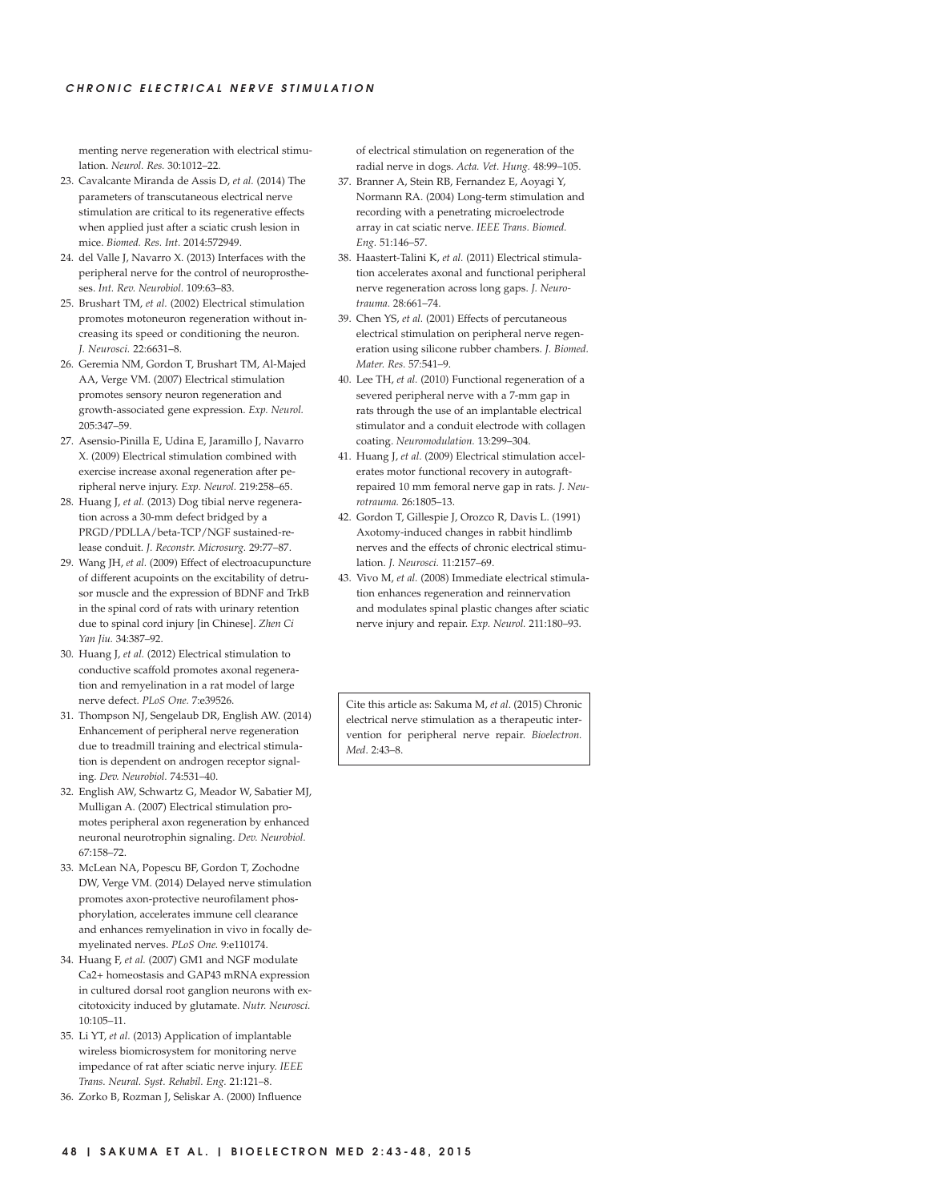menting nerve regeneration with electrical stimulation. *Neurol. Res.* 30:1012–22.

23. Cavalcante Miranda de Assis D, *et al.* (2014) The parameters of transcutaneous electrical nerve stimulation are critical to its regenerative effects when applied just after a sciatic crush lesion in mice. *Biomed. Res. Int.* 2014:572949.
24. del Valle J, Navarro X. (2013) Interfaces with the peripheral nerve for the control of neuroprostheses. *Int. Rev. Neurobiol.* 109:63–83.
25. Brushart TM, *et al.* (2002) Electrical stimulation promotes motoneuron regeneration without increasing its speed or conditioning the neuron. *J. Neurosci.* 22:6631–8.
26. Geremia NM, Gordon T, Brushart TM, Al-Majed AA, Verge VM. (2007) Electrical stimulation promotes sensory neuron regeneration and growth-associated gene expression. *Exp. Neurol.* 205:347–59.
27. Asensio-Pinilla E, Udina E, Jaramillo J, Navarro X. (2009) Electrical stimulation combined with exercise increase axonal regeneration after peripheral nerve injury. *Exp. Neurol.* 219:258–65.
28. Huang J, *et al.* (2013) Dog tibial nerve regeneration across a 30-mm defect bridged by a PRGD/PDLLA/beta-TCP/NGF sustained-release conduit. *J. Reconstr. Microsurg.* 29:77–87.
29. Wang JH, *et al.* (2009) Effect of electroacupuncture of different acupoints on the excitability of detrusor muscle and the expression of BDNF and TrkB in the spinal cord of rats with urinary retention due to spinal cord injury [in Chinese]. *Zhen Ci Yan Jiu.* 34:387–92.
30. Huang J, *et al.* (2012) Electrical stimulation to conductive scaffold promotes axonal regeneration and remyelination in a rat model of large nerve defect. *PLoS One.* 7:e39526.
31. Thompson NJ, Sengelaub DR, English AW. (2014) Enhancement of peripheral nerve regeneration due to treadmill training and electrical stimulation is dependent on androgen receptor signaling. *Dev. Neurobiol.* 74:531–40.
32. English AW, Schwartz G, Meador W, Sabatier MJ, Mulligan A. (2007) Electrical stimulation promotes peripheral axon regeneration by enhanced neuronal neurotrophin signaling. *Dev. Neurobiol.* 67:158–72.
33. McLean NA, Popescu BF, Gordon T, Zochodne DW, Verge VM. (2014) Delayed nerve stimulation promotes axon-protective neurofilament phosphorylation, accelerates immune cell clearance and enhances remyelination in vivo in focally demyelinated nerves. *PLoS One.* 9:e110174.
34. Huang F, *et al.* (2007) GM1 and NGF modulate Ca2+ homeostasis and GAP43 mRNA expression in cultured dorsal root ganglion neurons with excitotoxicity induced by glutamate. *Nutr. Neurosci.* 10:105–11.
35. Li YT, *et al.* (2013) Application of implantable wireless biomicrosystem for monitoring nerve impedance of rat after sciatic nerve injury. *IEEE Trans. Neural. Syst. Rehabil. Eng.* 21:121–8.
36. Zorko B, Rozman J, Seliskar A. (2000) Influence of electrical stimulation on regeneration of the radial nerve in dogs. *Acta. Vet. Hung.* 48:99–105.
37. Branner A, Stein RB, Fernandez E, Aoyagi Y, Normann RA. (2004) Long-term stimulation and recording with a penetrating microelectrode array in cat sciatic nerve. *IEEE Trans. Biomed. Eng.* 51:146–57.
38. Haastert-Talini K, *et al.* (2011) Electrical stimulation accelerates axonal and functional peripheral nerve regeneration across long gaps. *J. Neurotrauma.* 28:661–74.
39. Chen YS, *et al.* (2001) Effects of percutaneous electrical stimulation on peripheral nerve regeneration using silicone rubber chambers. *J. Biomed. Mater. Res.* 57:541–9.
40. Lee TH, *et al.* (2010) Functional regeneration of a severed peripheral nerve with a 7-mm gap in rats through the use of an implantable electrical stimulator and a conduit electrode with collagen coating. *Neuromodulation.* 13:299–304.
41. Huang J, *et al.* (2009) Electrical stimulation accelerates motor functional recovery in autograft-repaired 10 mm femoral nerve gap in rats. *J. Neurotrauma.* 26:1805–13.
42. Gordon T, Gillespie J, Orozco R, Davis L. (1991) Axotomy-induced changes in rabbit hindlimb nerves and the effects of chronic electrical stimulation. *J. Neurosci.* 11:2157–69.
43. Vivo M, *et al.* (2008) Immediate electrical stimulation enhances regeneration and reinnervation and modulates spinal plastic changes after sciatic nerve injury and repair. *Exp. Neurol.* 211:180–93.

Cite this article as: Sakuma M, *et al*. (2015) Chronic electrical nerve stimulation as a therapeutic intervention for peripheral nerve repair. *Bioelectron. Med*. 2:43–8.